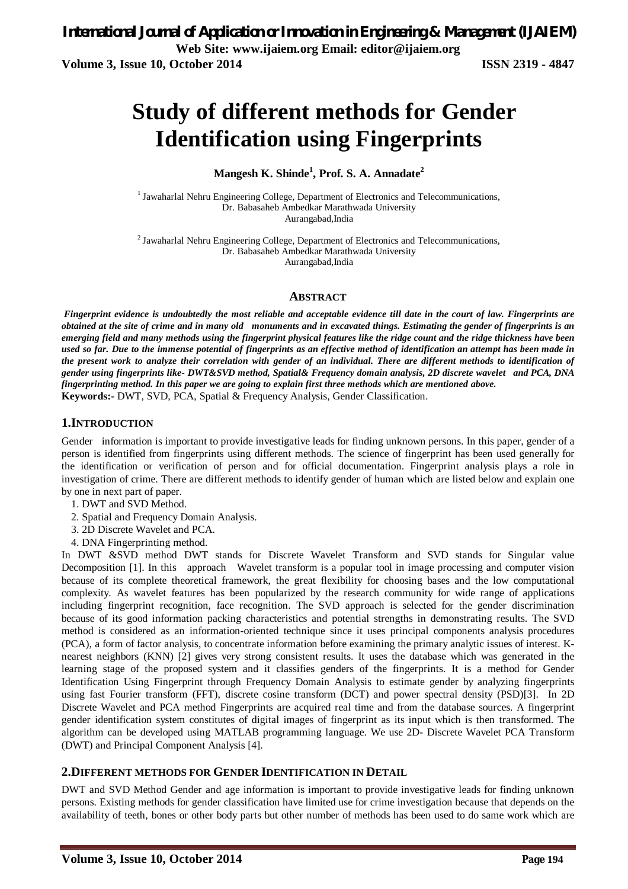# Study of different methods for Gender Identification using Fingerprints

**Mangesh K. Shinde[1], Prof. S. A. Annadate[2]**

[1] Jawaharlal Nehru Engineering College, Department of Electronics and Telecommunications, Dr. Babasaheb Ambedkar Marathwada University Aurangabad,India

[2] Jawaharlal Nehru Engineering College, Department of Electronics and Telecommunications, Dr. Babasaheb Ambedkar Marathwada University Aurangabad,India

## ABSTRACT

***Fingerprint evidence is undoubtedly the most reliable and acceptable evidence till date in the court of law. Fingerprints are obtained at the site of crime and in many old monuments and in excavated things. Estimating the gender of fingerprints is an emerging field and many methods using the fingerprint physical features like the ridge count and the ridge thickness have been used so far. Due to the immense potential of fingerprints as an effective method of identification an attempt has been made in the present work to analyze their correlation with gender of an individual. There are different methods to identification of gender using fingerprints like- DWT&SVD method, Spatial& Frequency domain analysis, 2D discrete wavelet and PCA, DNA fingerprinting method. In this paper we are going to explain first three methods which are mentioned above.***

**Keywords:-** DWT, SVD, PCA, Spatial & Frequency Analysis, Gender Classification.

## 1.INTRODUCTION

Gender information is important to provide investigative leads for finding unknown persons. In this paper, gender of a person is identified from fingerprints using different methods. The science of fingerprint has been used generally for the identification or verification of person and for official documentation. Fingerprint analysis plays a role in investigation of crime. There are different methods to identify gender of human which are listed below and explain one by one in next part of paper.

1. DWT and SVD Method.
2. Spatial and Frequency Domain Analysis.
3. 2D Discrete Wavelet and PCA.
4. DNA Fingerprinting method.

In DWT &SVD method DWT stands for Discrete Wavelet Transform and SVD stands for Singular value Decomposition [1]. In this approach Wavelet transform is a popular tool in image processing and computer vision because of its complete theoretical framework, the great flexibility for choosing bases and the low computational complexity. As wavelet features has been popularized by the research community for wide range of applications including fingerprint recognition, face recognition. The SVD approach is selected for the gender discrimination because of its good information packing characteristics and potential strengths in demonstrating results. The SVD method is considered as an information-oriented technique since it uses principal components analysis procedures (PCA), a form of factor analysis, to concentrate information before examining the primary analytic issues of interest. K-nearest neighbors (KNN) [2] gives very strong consistent results. It uses the database which was generated in the learning stage of the proposed system and it classifies genders of the fingerprints. It is a method for Gender Identification Using Fingerprint through Frequency Domain Analysis to estimate gender by analyzing fingerprints using fast Fourier transform (FFT), discrete cosine transform (DCT) and power spectral density (PSD)[3]. In 2D Discrete Wavelet and PCA method Fingerprints are acquired real time and from the database sources. A fingerprint gender identification system constitutes of digital images of fingerprint as its input which is then transformed. The algorithm can be developed using MATLAB programming language. We use 2D- Discrete Wavelet PCA Transform (DWT) and Principal Component Analysis [4].

## 2.DIFFERENT METHODS FOR GENDER IDENTIFICATION IN DETAIL

DWT and SVD Method Gender and age information is important to provide investigative leads for finding unknown persons. Existing methods for gender classification have limited use for crime investigation because that depends on the availability of teeth, bones or other body parts but other number of methods has been used to do same work which are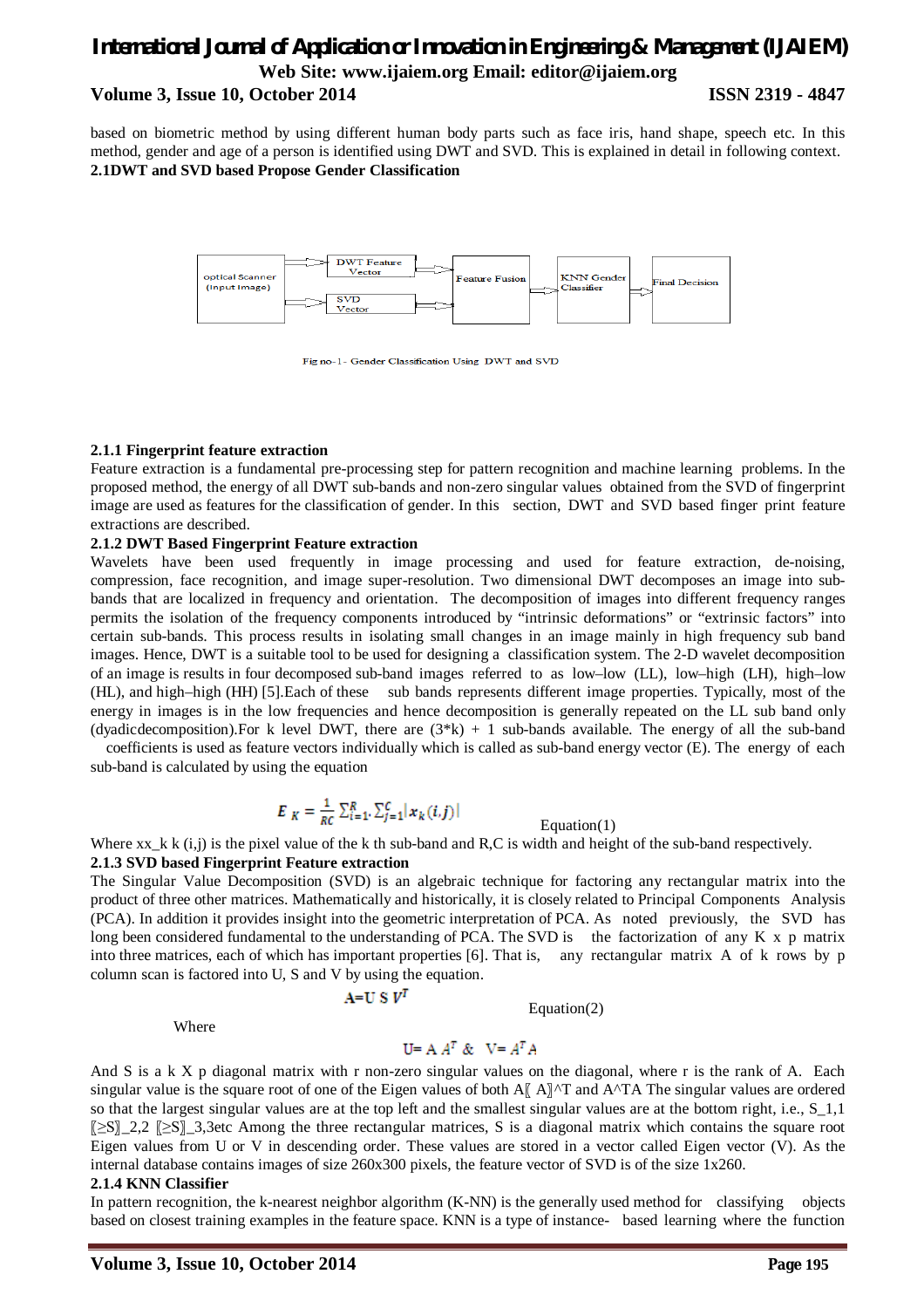based on biometric method by using different human body parts such as face iris, hand shape, speech etc. In this method, gender and age of a person is identified using DWT and SVD. This is explained in detail in following context.

**2.1DWT and SVD based Propose Gender Classification**

Fig no-1- Gender Classification Using DWT and SVD

### 2.1.1 Fingerprint feature extraction

Feature extraction is a fundamental pre-processing step for pattern recognition and machine learning problems. In the proposed method, the energy of all DWT sub-bands and non-zero singular values obtained from the SVD of fingerprint image are used as features for the classification of gender. In this section, DWT and SVD based finger print feature extractions are described.

### 2.1.2 DWT Based Fingerprint Feature extraction

Wavelets have been used frequently in image processing and used for feature extraction, de-noising, compression, face recognition, and image super-resolution. Two dimensional DWT decomposes an image into sub-bands that are localized in frequency and orientation. The decomposition of images into different frequency ranges permits the isolation of the frequency components introduced by "intrinsic deformations" or "extrinsic factors" into certain sub-bands. This process results in isolating small changes in an image mainly in high frequency sub band images. Hence, DWT is a suitable tool to be used for designing a classification system. The 2-D wavelet decomposition of an image is results in four decomposed sub-band images referred to as low–low (LL), low–high (LH), high–low (HL), and high–high (HH) [5].Each of these sub bands represents different image properties. Typically, most of the energy in images is in the low frequencies and hence decomposition is generally repeated on the LL sub band only (dyadicdecomposition).For k level DWT, there are (3*k) + 1 sub-bands available. The energy of all the sub-band coefficients is used as feature vectors individually which is called as sub-band energy vector (E). The energy of each sub-band is calculated by using the equation

$$E_K = \frac{1}{RC}\sum_{i=1}^{R}\sum_{j=1}^{C}|x_k(i,j)| \qquad \text{Equation(1)}$$

Where xx_k k (i,j) is the pixel value of the k th sub-band and R,C is width and height of the sub-band respectively.

### 2.1.3 SVD based Fingerprint Feature extraction

The Singular Value Decomposition (SVD) is an algebraic technique for factoring any rectangular matrix into the product of three other matrices. Mathematically and historically, it is closely related to Principal Components Analysis (PCA). In addition it provides insight into the geometric interpretation of PCA. As noted previously, the SVD has long been considered fundamental to the understanding of PCA. The SVD is the factorization of any K x p matrix into three matrices, each of which has important properties [6]. That is, any rectangular matrix A of k rows by p column scan is factored into U, S and V by using the equation.

$$A = U\,S\,V^T \qquad \text{Equation(2)}$$

Where

$$U = A\,A^T \;\&\; V = A^T A$$

And S is a k X p diagonal matrix with r non-zero singular values on the diagonal, where r is the rank of A. Each singular value is the square root of one of the Eigen values of both A〖 A〗^T and A^TA The singular values are ordered so that the largest singular values are at the top left and the smallest singular values are at the bottom right, i.e., S_1,1 〖≥S〗_2,2 〖≥S〗_3,3etc Among the three rectangular matrices, S is a diagonal matrix which contains the square root Eigen values from U or V in descending order. These values are stored in a vector called Eigen vector (V). As the internal database contains images of size 260x300 pixels, the feature vector of SVD is of the size 1x260.

### 2.1.4 KNN Classifier

In pattern recognition, the k-nearest neighbor algorithm (K-NN) is the generally used method for classifying objects based on closest training examples in the feature space. KNN is a type of instance- based learning where the function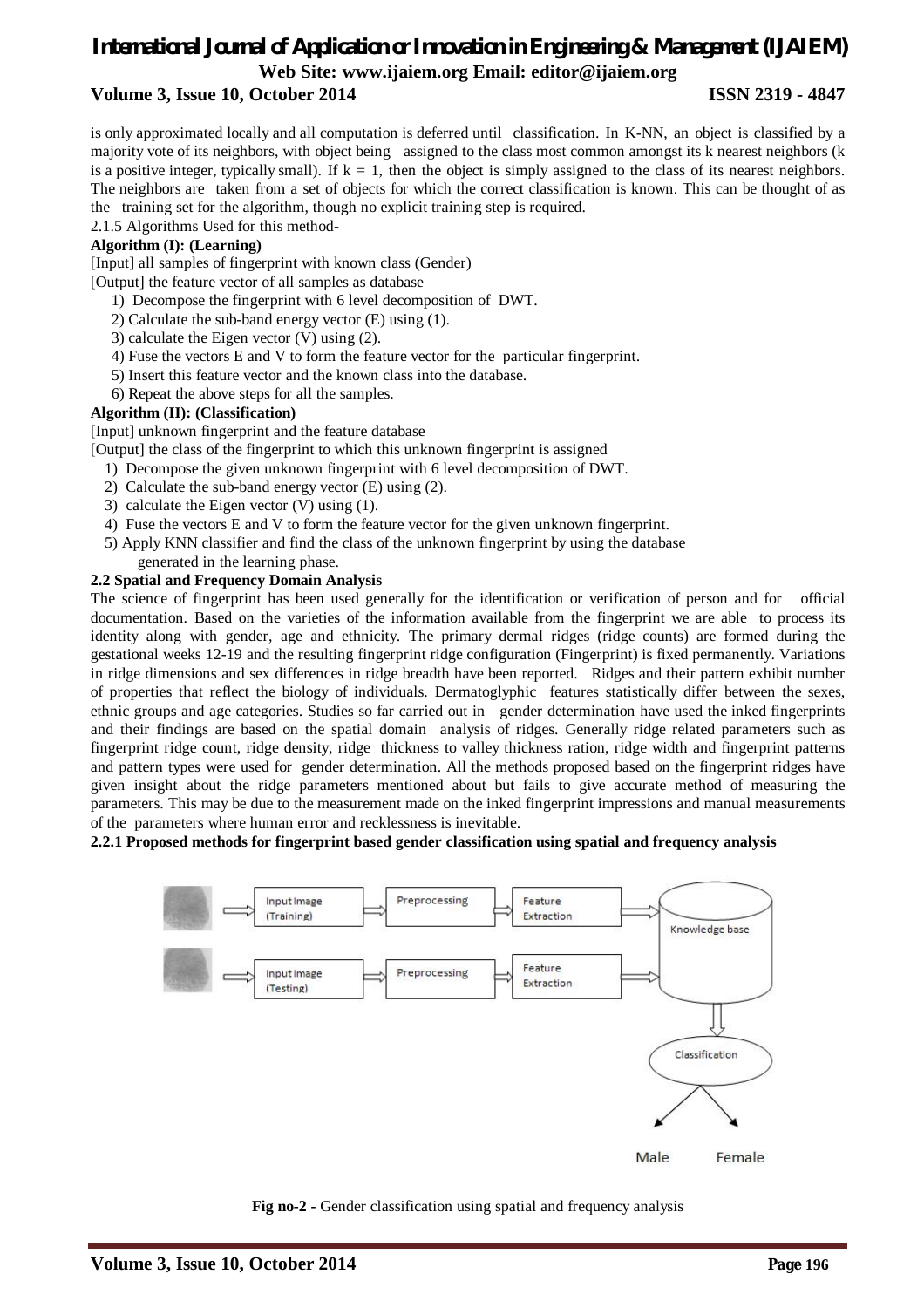is only approximated locally and all computation is deferred until classification. In K-NN, an object is classified by a majority vote of its neighbors, with object being assigned to the class most common amongst its k nearest neighbors (k is a positive integer, typically small). If k = 1, then the object is simply assigned to the class of its nearest neighbors. The neighbors are taken from a set of objects for which the correct classification is known. This can be thought of as the training set for the algorithm, though no explicit training step is required.

2.1.5 Algorithms Used for this method-

**Algorithm (I): (Learning)**

[Input] all samples of fingerprint with known class (Gender)

[Output] the feature vector of all samples as database

1) Decompose the fingerprint with 6 level decomposition of DWT.
2) Calculate the sub-band energy vector (E) using (1).
3) calculate the Eigen vector (V) using (2).
4) Fuse the vectors E and V to form the feature vector for the particular fingerprint.
5) Insert this feature vector and the known class into the database.
6) Repeat the above steps for all the samples.

**Algorithm (II): (Classification)**

[Input] unknown fingerprint and the feature database

[Output] the class of the fingerprint to which this unknown fingerprint is assigned

1) Decompose the given unknown fingerprint with 6 level decomposition of DWT.
2) Calculate the sub-band energy vector (E) using (2).
3) calculate the Eigen vector (V) using (1).
4) Fuse the vectors E and V to form the feature vector for the given unknown fingerprint.
5) Apply KNN classifier and find the class of the unknown fingerprint by using the database generated in the learning phase.

**2.2 Spatial and Frequency Domain Analysis**

The science of fingerprint has been used generally for the identification or verification of person and for official documentation. Based on the varieties of the information available from the fingerprint we are able to process its identity along with gender, age and ethnicity. The primary dermal ridges (ridge counts) are formed during the gestational weeks 12-19 and the resulting fingerprint ridge configuration (Fingerprint) is fixed permanently. Variations in ridge dimensions and sex differences in ridge breadth have been reported. Ridges and their pattern exhibit number of properties that reflect the biology of individuals. Dermatoglyphic features statistically differ between the sexes, ethnic groups and age categories. Studies so far carried out in gender determination have used the inked fingerprints and their findings are based on the spatial domain analysis of ridges. Generally ridge related parameters such as fingerprint ridge count, ridge density, ridge thickness to valley thickness ration, ridge width and fingerprint patterns and pattern types were used for gender determination. All the methods proposed based on the fingerprint ridges have given insight about the ridge parameters mentioned about but fails to give accurate method of measuring the parameters. This may be due to the measurement made on the inked fingerprint impressions and manual measurements of the parameters where human error and recklessness is inevitable.

**2.2.1 Proposed methods for fingerprint based gender classification using spatial and frequency analysis**

Input Image (Training) → Preprocessing → Feature Extraction → Knowledge base

Input Image (Testing) → Preprocessing → Feature Extraction → Knowledge base

Knowledge base → Classification → Male / Female

**Fig no-2** - Gender classification using spatial and frequency analysis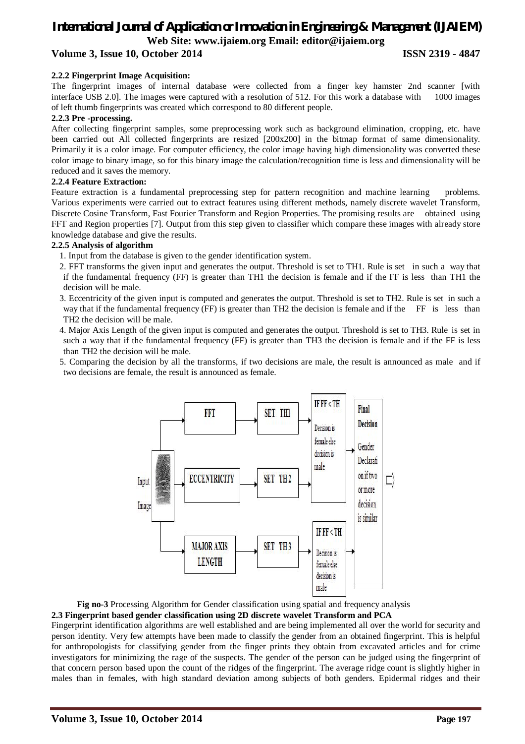#### 2.2.2 Fingerprint Image Acquisition:

The fingerprint images of internal database were collected from a finger key hamster 2nd scanner [with interface USB 2.0]. The images were captured with a resolution of 512. For this work a database with 1000 images of left thumb fingerprints was created which correspond to 80 different people.

#### 2.2.3 Pre -processing.

After collecting fingerprint samples, some preprocessing work such as background elimination, cropping, etc. have been carried out All collected fingerprints are resized [200x200] in the bitmap format of same dimensionality. Primarily it is a color image. For computer efficiency, the color image having high dimensionality was converted these color image to binary image, so for this binary image the calculation/recognition time is less and dimensionality will be reduced and it saves the memory.

#### 2.2.4 Feature Extraction:

Feature extraction is a fundamental preprocessing step for pattern recognition and machine learning problems. Various experiments were carried out to extract features using different methods, namely discrete wavelet Transform, Discrete Cosine Transform, Fast Fourier Transform and Region Properties. The promising results are obtained using FFT and Region properties [7]. Output from this step given to classifier which compare these images with already store knowledge database and give the results.

#### 2.2.5 Analysis of algorithm

1. Input from the database is given to the gender identification system.
2. FFT transforms the given input and generates the output. Threshold is set to TH1. Rule is set in such a way that if the fundamental frequency (FF) is greater than TH1 the decision is female and if the FF is less than TH1 the decision will be male.
3. Eccentricity of the given input is computed and generates the output. Threshold is set to TH2. Rule is set in such a way that if the fundamental frequency (FF) is greater than TH2 the decision is female and if the FF is less than TH2 the decision will be male.
4. Major Axis Length of the given input is computed and generates the output. Threshold is set to TH3. Rule is set in such a way that if the fundamental frequency (FF) is greater than TH3 the decision is female and if the FF is less than TH2 the decision will be male.
5. Comparing the decision by all the transforms, if two decisions are male, the result is announced as male and if two decisions are female, the result is announced as female.

Input Image → FFT → SET TH1 → IF FF < TH Decision is female else decision is male
Input Image → ECCENTRICITY → SET TH2 → IF FF < TH Decision is female else decision is male
Input Image → MAJOR AXIS LENGTH → SET TH3 → IF FF < TH Decision is female else decision is male
→ Final Decision: Gender Declaration if two or more decision is similar

**Fig no-3** Processing Algorithm for Gender classification using spatial and frequency analysis

### 2.3 Fingerprint based gender classification using 2D discrete wavelet Transform and PCA

Fingerprint identification algorithms are well established and are being implemented all over the world for security and person identity. Very few attempts have been made to classify the gender from an obtained fingerprint. This is helpful for anthropologists for classifying gender from the finger prints they obtain from excavated articles and for crime investigators for minimizing the rage of the suspects. The gender of the person can be judged using the fingerprint of that concern person based upon the count of the ridges of the fingerprint. The average ridge count is slightly higher in males than in females, with high standard deviation among subjects of both genders. Epidermal ridges and their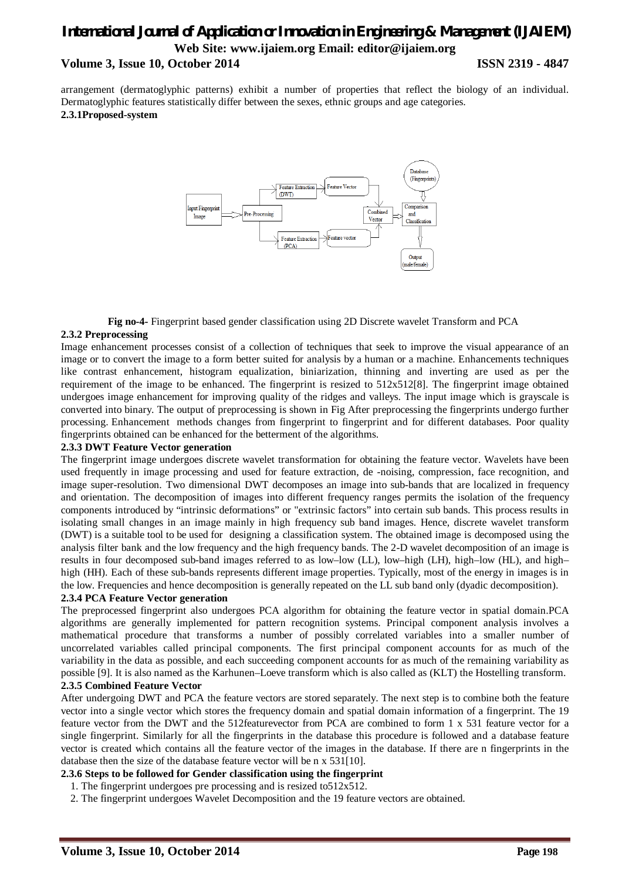arrangement (dermatoglyphic patterns) exhibit a number of properties that reflect the biology of an individual. Dermatoglyphic features statistically differ between the sexes, ethnic groups and age categories.

**2.3.1Proposed-system**

**Fig no-4-** Fingerprint based gender classification using 2D Discrete wavelet Transform and PCA

**2.3.2 Preprocessing**

Image enhancement processes consist of a collection of techniques that seek to improve the visual appearance of an image or to convert the image to a form better suited for analysis by a human or a machine. Enhancements techniques like contrast enhancement, histogram equalization, biniarization, thinning and inverting are used as per the requirement of the image to be enhanced. The fingerprint is resized to 512x512[8]. The fingerprint image obtained undergoes image enhancement for improving quality of the ridges and valleys. The input image which is grayscale is converted into binary. The output of preprocessing is shown in Fig After preprocessing the fingerprints undergo further processing. Enhancement methods changes from fingerprint to fingerprint and for different databases. Poor quality fingerprints obtained can be enhanced for the betterment of the algorithms.

**2.3.3 DWT Feature Vector generation**

The fingerprint image undergoes discrete wavelet transformation for obtaining the feature vector. Wavelets have been used frequently in image processing and used for feature extraction, de -noising, compression, face recognition, and image super-resolution. Two dimensional DWT decomposes an image into sub-bands that are localized in frequency and orientation. The decomposition of images into different frequency ranges permits the isolation of the frequency components introduced by "intrinsic deformations" or "extrinsic factors" into certain sub bands. This process results in isolating small changes in an image mainly in high frequency sub band images. Hence, discrete wavelet transform (DWT) is a suitable tool to be used for designing a classification system. The obtained image is decomposed using the analysis filter bank and the low frequency and the high frequency bands. The 2-D wavelet decomposition of an image is results in four decomposed sub-band images referred to as low–low (LL), low–high (LH), high–low (HL), and high–high (HH). Each of these sub-bands represents different image properties. Typically, most of the energy in images is in the low. Frequencies and hence decomposition is generally repeated on the LL sub band only (dyadic decomposition).

**2.3.4 PCA Feature Vector generation**

The preprocessed fingerprint also undergoes PCA algorithm for obtaining the feature vector in spatial domain.PCA algorithms are generally implemented for pattern recognition systems. Principal component analysis involves a mathematical procedure that transforms a number of possibly correlated variables into a smaller number of uncorrelated variables called principal components. The first principal component accounts for as much of the variability in the data as possible, and each succeeding component accounts for as much of the remaining variability as possible [9]. It is also named as the Karhunen–Loeve transform which is also called as (KLT) the Hostelling transform.

**2.3.5 Combined Feature Vector**

After undergoing DWT and PCA the feature vectors are stored separately. The next step is to combine both the feature vector into a single vector which stores the frequency domain and spatial domain information of a fingerprint. The 19 feature vector from the DWT and the 512featurevector from PCA are combined to form 1 x 531 feature vector for a single fingerprint. Similarly for all the fingerprints in the database this procedure is followed and a database feature vector is created which contains all the feature vector of the images in the database. If there are n fingerprints in the database then the size of the database feature vector will be n x 531[10].

**2.3.6 Steps to be followed for Gender classification using the fingerprint**

1. The fingerprint undergoes pre processing and is resized to512x512.
2. The fingerprint undergoes Wavelet Decomposition and the 19 feature vectors are obtained.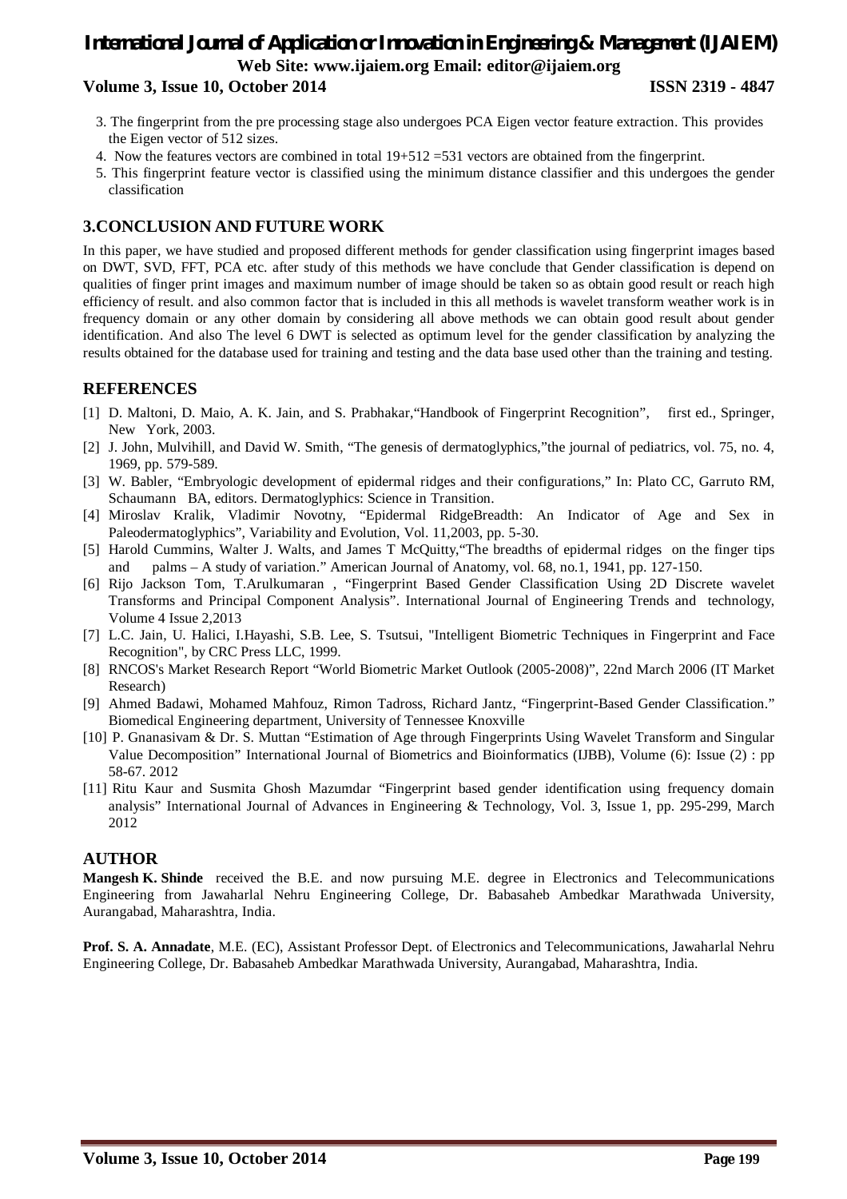3. The fingerprint from the pre processing stage also undergoes PCA Eigen vector feature extraction. This provides the Eigen vector of 512 sizes.
4. Now the features vectors are combined in total 19+512 =531 vectors are obtained from the fingerprint.
5. This fingerprint feature vector is classified using the minimum distance classifier and this undergoes the gender classification

## 3.CONCLUSION AND FUTURE WORK

In this paper, we have studied and proposed different methods for gender classification using fingerprint images based on DWT, SVD, FFT, PCA etc. after study of this methods we have conclude that Gender classification is depend on qualities of finger print images and maximum number of image should be taken so as obtain good result or reach high efficiency of result. and also common factor that is included in this all methods is wavelet transform weather work is in frequency domain or any other domain by considering all above methods we can obtain good result about gender identification. And also The level 6 DWT is selected as optimum level for the gender classification by analyzing the results obtained for the database used for training and testing and the data base used other than the training and testing.

## REFERENCES

[1] D. Maltoni, D. Maio, A. K. Jain, and S. Prabhakar,"Handbook of Fingerprint Recognition", first ed., Springer, New York, 2003.

[2] J. John, Mulvihill, and David W. Smith, "The genesis of dermatoglyphics,"the journal of pediatrics, vol. 75, no. 4, 1969, pp. 579-589.

[3] W. Babler, "Embryologic development of epidermal ridges and their configurations," In: Plato CC, Garruto RM, Schaumann BA, editors. Dermatoglyphics: Science in Transition.

[4] Miroslav Kralik, Vladimir Novotny, "Epidermal RidgeBreadth: An Indicator of Age and Sex in Paleodermatoglyphics", Variability and Evolution, Vol. 11,2003, pp. 5-30.

[5] Harold Cummins, Walter J. Walts, and James T McQuitty,"The breadths of epidermal ridges on the finger tips and palms – A study of variation." American Journal of Anatomy, vol. 68, no.1, 1941, pp. 127-150.

[6] Rijo Jackson Tom, T.Arulkumaran , "Fingerprint Based Gender Classification Using 2D Discrete wavelet Transforms and Principal Component Analysis". International Journal of Engineering Trends and technology, Volume 4 Issue 2,2013

[7] L.C. Jain, U. Halici, I.Hayashi, S.B. Lee, S. Tsutsui, "Intelligent Biometric Techniques in Fingerprint and Face Recognition", by CRC Press LLC, 1999.

[8] RNCOS's Market Research Report "World Biometric Market Outlook (2005-2008)", 22nd March 2006 (IT Market Research)

[9] Ahmed Badawi, Mohamed Mahfouz, Rimon Tadross, Richard Jantz, "Fingerprint-Based Gender Classification." Biomedical Engineering department, University of Tennessee Knoxville

[10] P. Gnanasivam & Dr. S. Muttan "Estimation of Age through Fingerprints Using Wavelet Transform and Singular Value Decomposition" International Journal of Biometrics and Bioinformatics (IJBB), Volume (6): Issue (2) : pp 58-67. 2012

[11] Ritu Kaur and Susmita Ghosh Mazumdar "Fingerprint based gender identification using frequency domain analysis" International Journal of Advances in Engineering & Technology, Vol. 3, Issue 1, pp. 295-299, March 2012

## AUTHOR

**Mangesh K. Shinde** received the B.E. and now pursuing M.E. degree in Electronics and Telecommunications Engineering from Jawaharlal Nehru Engineering College, Dr. Babasaheb Ambedkar Marathwada University, Aurangabad, Maharashtra, India.

**Prof. S. A. Annadate**, M.E. (EC), Assistant Professor Dept. of Electronics and Telecommunications, Jawaharlal Nehru Engineering College, Dr. Babasaheb Ambedkar Marathwada University, Aurangabad, Maharashtra, India.